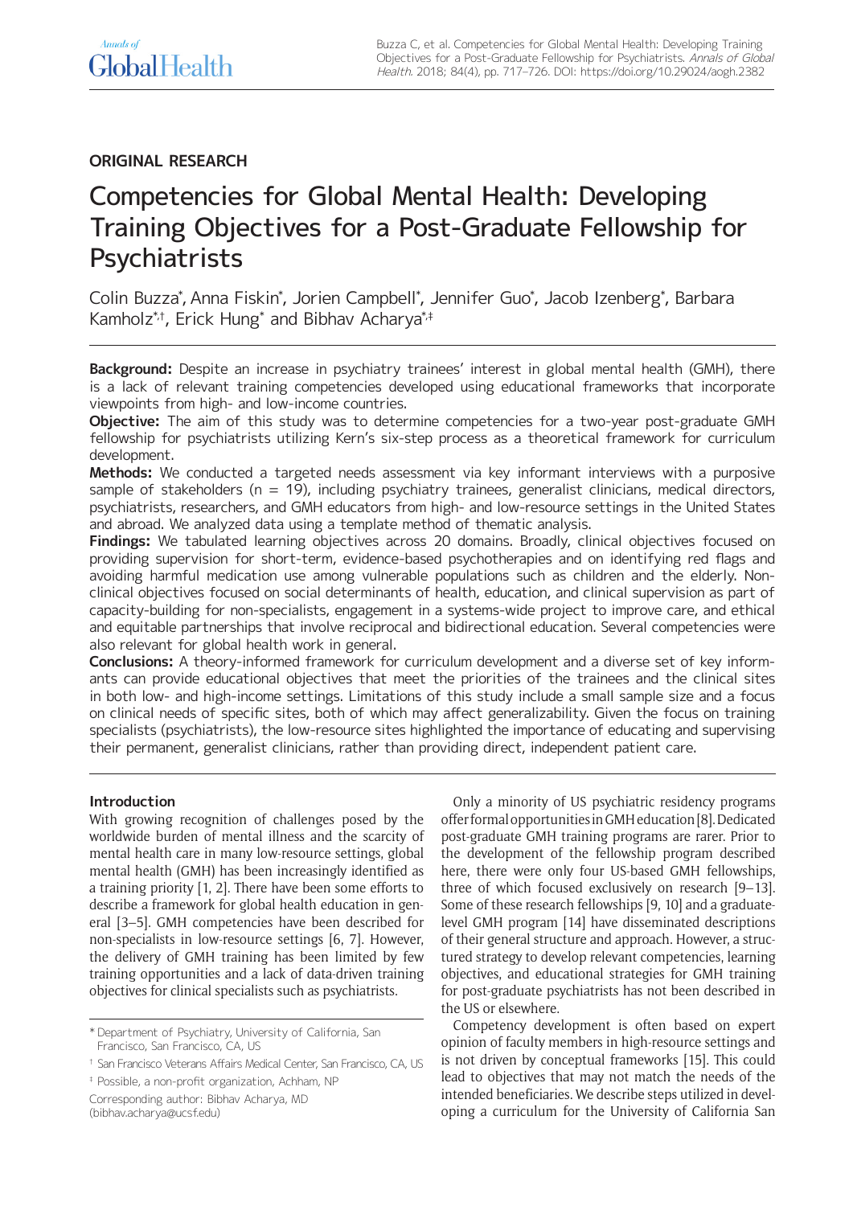ORIGINAL RESEARCH

# Competencies for Global Mental Health: Developing Training Objectives for a Post-Graduate Fellowship for Psychiatrists

Colin Buzza[*], Anna Fiskin[*], Jorien Campbell[*], Jennifer Guo[*], Jacob Izenberg[*], Barbara Kamholz[*,†], Erick Hung[*] and Bibhav Acharya[*,‡]

**Background:** Despite an increase in psychiatry trainees' interest in global mental health (GMH), there is a lack of relevant training competencies developed using educational frameworks that incorporate viewpoints from high- and low-income countries.

**Objective:** The aim of this study was to determine competencies for a two-year post-graduate GMH fellowship for psychiatrists utilizing Kern's six-step process as a theoretical framework for curriculum development.

**Methods:** We conducted a targeted needs assessment via key informant interviews with a purposive sample of stakeholders (n = 19), including psychiatry trainees, generalist clinicians, medical directors, psychiatrists, researchers, and GMH educators from high- and low-resource settings in the United States and abroad. We analyzed data using a template method of thematic analysis.

**Findings:** We tabulated learning objectives across 20 domains. Broadly, clinical objectives focused on providing supervision for short-term, evidence-based psychotherapies and on identifying red flags and avoiding harmful medication use among vulnerable populations such as children and the elderly. Non-clinical objectives focused on social determinants of health, education, and clinical supervision as part of capacity-building for non-specialists, engagement in a systems-wide project to improve care, and ethical and equitable partnerships that involve reciprocal and bidirectional education. Several competencies were also relevant for global health work in general.

**Conclusions:** A theory-informed framework for curriculum development and a diverse set of key informants can provide educational objectives that meet the priorities of the trainees and the clinical sites in both low- and high-income settings. Limitations of this study include a small sample size and a focus on clinical needs of specific sites, both of which may affect generalizability. Given the focus on training specialists (psychiatrists), the low-resource sites highlighted the importance of educating and supervising their permanent, generalist clinicians, rather than providing direct, independent patient care.

## Introduction

With growing recognition of challenges posed by the worldwide burden of mental illness and the scarcity of mental health care in many low-resource settings, global mental health (GMH) has been increasingly identified as a training priority [1, 2]. There have been some efforts to describe a framework for global health education in general [3–5]. GMH competencies have been described for non-specialists in low-resource settings [6, 7]. However, the delivery of GMH training has been limited by few training opportunities and a lack of data-driven training objectives for clinical specialists such as psychiatrists.

Only a minority of US psychiatric residency programs offer formal opportunities in GMH education [8]. Dedicated post-graduate GMH training programs are rarer. Prior to the development of the fellowship program described here, there were only four US-based GMH fellowships, three of which focused exclusively on research [9–13]. Some of these research fellowships [9, 10] and a graduate-level GMH program [14] have disseminated descriptions of their general structure and approach. However, a structured strategy to develop relevant competencies, learning objectives, and educational strategies for GMH training for post-graduate psychiatrists has not been described in the US or elsewhere.

Competency development is often based on expert opinion of faculty members in high-resource settings and is not driven by conceptual frameworks [15]. This could lead to objectives that may not match the needs of the intended beneficiaries. We describe steps utilized in developing a curriculum for the University of California San

[*] Department of Psychiatry, University of California, San Francisco, San Francisco, CA, US

[†] San Francisco Veterans Affairs Medical Center, San Francisco, CA, US

[‡] Possible, a non-profit organization, Achham, NP

Corresponding author: Bibhav Acharya, MD (bibhav.acharya@ucsf.edu)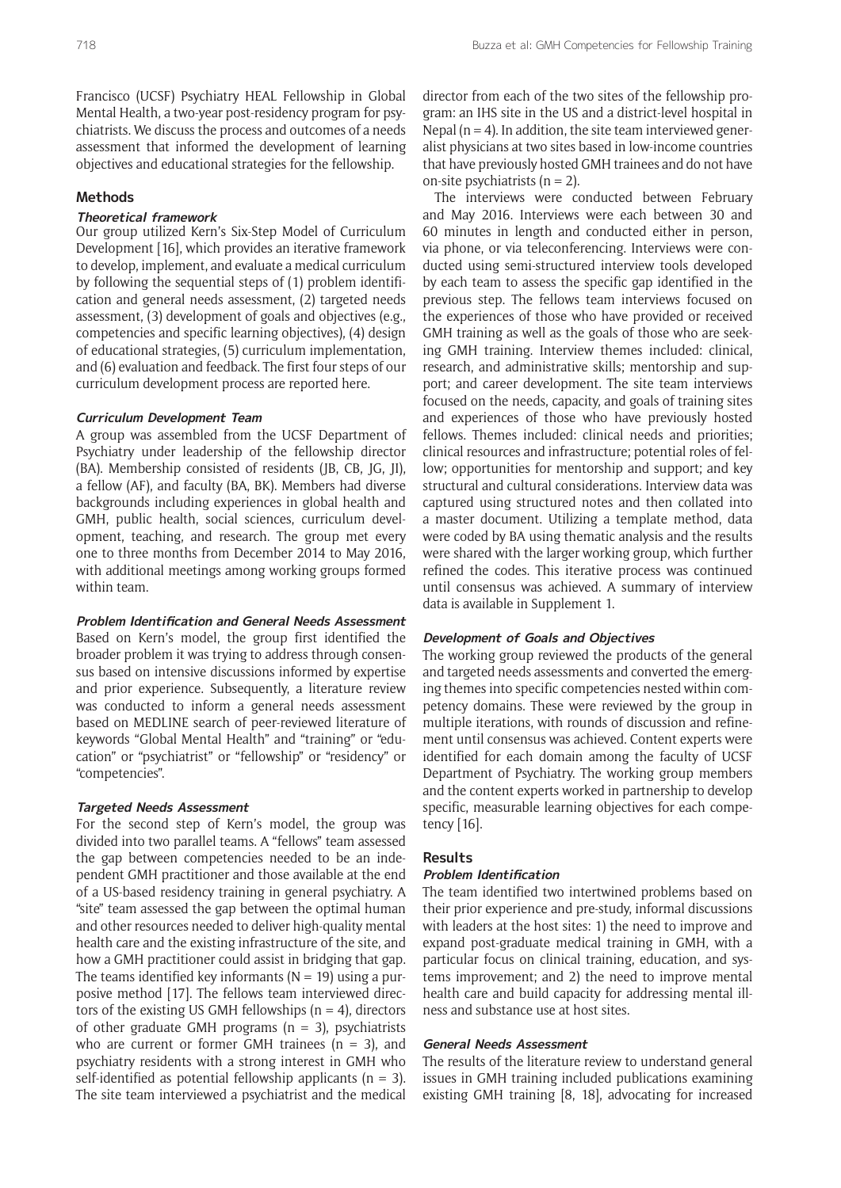Francisco (UCSF) Psychiatry HEAL Fellowship in Global Mental Health, a two-year post-residency program for psychiatrists. We discuss the process and outcomes of a needs assessment that informed the development of learning objectives and educational strategies for the fellowship.

## Methods

### *Theoretical framework*

Our group utilized Kern's Six-Step Model of Curriculum Development [16], which provides an iterative framework to develop, implement, and evaluate a medical curriculum by following the sequential steps of (1) problem identification and general needs assessment, (2) targeted needs assessment, (3) development of goals and objectives (e.g., competencies and specific learning objectives), (4) design of educational strategies, (5) curriculum implementation, and (6) evaluation and feedback. The first four steps of our curriculum development process are reported here.

### *Curriculum Development Team*

A group was assembled from the UCSF Department of Psychiatry under leadership of the fellowship director (BA). Membership consisted of residents (JB, CB, JG, JI), a fellow (AF), and faculty (BA, BK). Members had diverse backgrounds including experiences in global health and GMH, public health, social sciences, curriculum development, teaching, and research. The group met every one to three months from December 2014 to May 2016, with additional meetings among working groups formed within team.

### *Problem Identification and General Needs Assessment*

Based on Kern's model, the group first identified the broader problem it was trying to address through consensus based on intensive discussions informed by expertise and prior experience. Subsequently, a literature review was conducted to inform a general needs assessment based on MEDLINE search of peer-reviewed literature of keywords "Global Mental Health" and "training" or "education" or "psychiatrist" or "fellowship" or "residency" or "competencies".

### *Targeted Needs Assessment*

For the second step of Kern's model, the group was divided into two parallel teams. A "fellows" team assessed the gap between competencies needed to be an independent GMH practitioner and those available at the end of a US-based residency training in general psychiatry. A "site" team assessed the gap between the optimal human and other resources needed to deliver high-quality mental health care and the existing infrastructure of the site, and how a GMH practitioner could assist in bridging that gap. The teams identified key informants (N = 19) using a purposive method [17]. The fellows team interviewed directors of the existing US GMH fellowships (n = 4), directors of other graduate GMH programs (n = 3), psychiatrists who are current or former GMH trainees (n = 3), and psychiatry residents with a strong interest in GMH who self-identified as potential fellowship applicants (n = 3). The site team interviewed a psychiatrist and the medical director from each of the two sites of the fellowship program: an IHS site in the US and a district-level hospital in Nepal (n = 4). In addition, the site team interviewed generalist physicians at two sites based in low-income countries that have previously hosted GMH trainees and do not have on-site psychiatrists (n = 2).

The interviews were conducted between February and May 2016. Interviews were each between 30 and 60 minutes in length and conducted either in person, via phone, or via teleconferencing. Interviews were conducted using semi-structured interview tools developed by each team to assess the specific gap identified in the previous step. The fellows team interviews focused on the experiences of those who have provided or received GMH training as well as the goals of those who are seeking GMH training. Interview themes included: clinical, research, and administrative skills; mentorship and support; and career development. The site team interviews focused on the needs, capacity, and goals of training sites and experiences of those who have previously hosted fellows. Themes included: clinical needs and priorities; clinical resources and infrastructure; potential roles of fellow; opportunities for mentorship and support; and key structural and cultural considerations. Interview data was captured using structured notes and then collated into a master document. Utilizing a template method, data were coded by BA using thematic analysis and the results were shared with the larger working group, which further refined the codes. This iterative process was continued until consensus was achieved. A summary of interview data is available in Supplement 1.

### *Development of Goals and Objectives*

The working group reviewed the products of the general and targeted needs assessments and converted the emerging themes into specific competencies nested within competency domains. These were reviewed by the group in multiple iterations, with rounds of discussion and refinement until consensus was achieved. Content experts were identified for each domain among the faculty of UCSF Department of Psychiatry. The working group members and the content experts worked in partnership to develop specific, measurable learning objectives for each competency [16].

## Results

### *Problem Identification*

The team identified two intertwined problems based on their prior experience and pre-study, informal discussions with leaders at the host sites: 1) the need to improve and expand post-graduate medical training in GMH, with a particular focus on clinical training, education, and systems improvement; and 2) the need to improve mental health care and build capacity for addressing mental illness and substance use at host sites.

### *General Needs Assessment*

The results of the literature review to understand general issues in GMH training included publications examining existing GMH training [8, 18], advocating for increased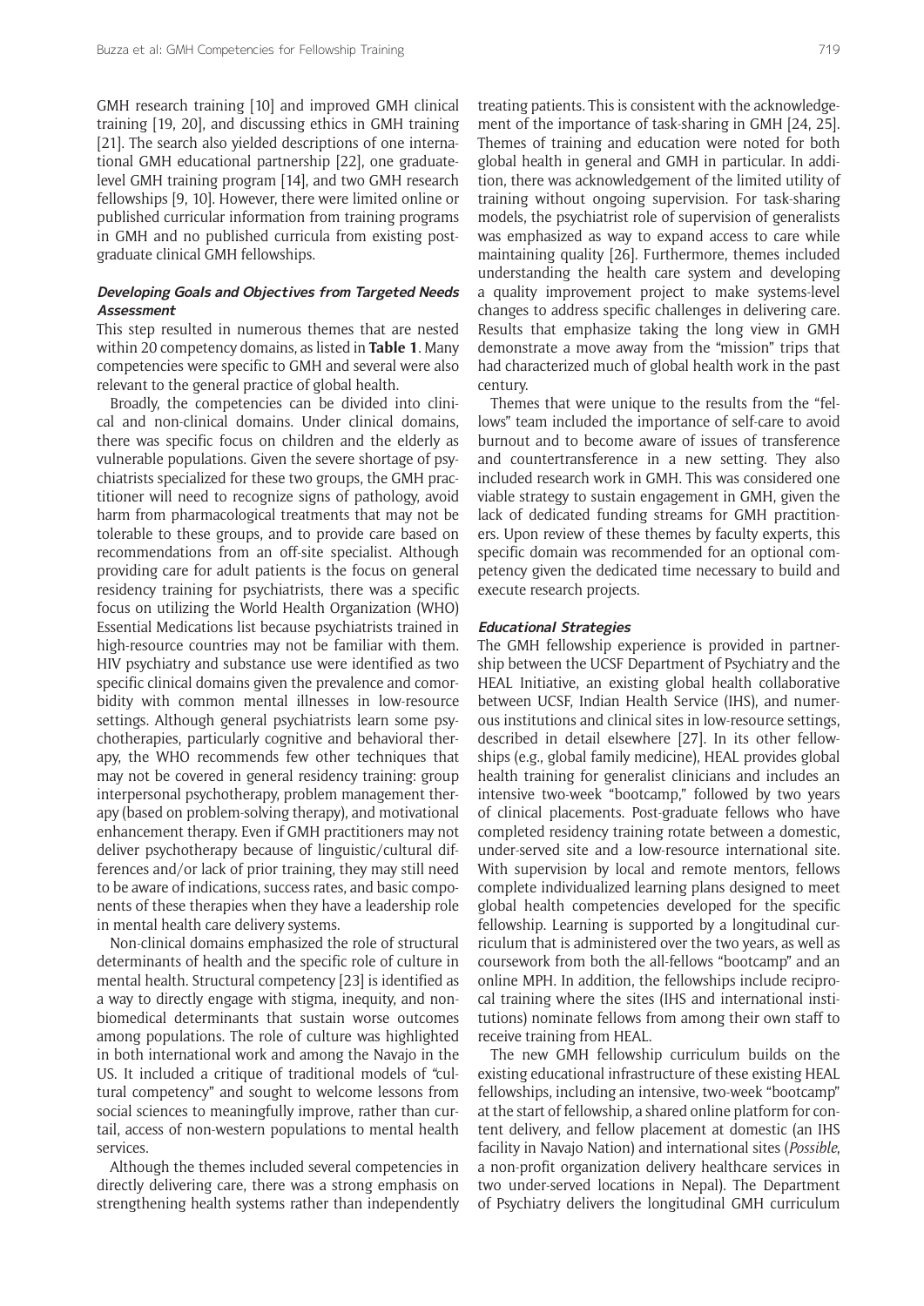GMH research training [10] and improved GMH clinical training [19, 20], and discussing ethics in GMH training [21]. The search also yielded descriptions of one international GMH educational partnership [22], one graduate-level GMH training program [14], and two GMH research fellowships [9, 10]. However, there were limited online or published curricular information from training programs in GMH and no published curricula from existing post-graduate clinical GMH fellowships.

### Developing Goals and Objectives from Targeted Needs Assessment

This step resulted in numerous themes that are nested within 20 competency domains, as listed in **Table 1**. Many competencies were specific to GMH and several were also relevant to the general practice of global health.

Broadly, the competencies can be divided into clinical and non-clinical domains. Under clinical domains, there was specific focus on children and the elderly as vulnerable populations. Given the severe shortage of psychiatrists specialized for these two groups, the GMH practitioner will need to recognize signs of pathology, avoid harm from pharmacological treatments that may not be tolerable to these groups, and to provide care based on recommendations from an off-site specialist. Although providing care for adult patients is the focus on general residency training for psychiatrists, there was a specific focus on utilizing the World Health Organization (WHO) Essential Medications list because psychiatrists trained in high-resource countries may not be familiar with them. HIV psychiatry and substance use were identified as two specific clinical domains given the prevalence and comorbidity with common mental illnesses in low-resource settings. Although general psychiatrists learn some psychotherapies, particularly cognitive and behavioral therapy, the WHO recommends few other techniques that may not be covered in general residency training: group interpersonal psychotherapy, problem management therapy (based on problem-solving therapy), and motivational enhancement therapy. Even if GMH practitioners may not deliver psychotherapy because of linguistic/cultural differences and/or lack of prior training, they may still need to be aware of indications, success rates, and basic components of these therapies when they have a leadership role in mental health care delivery systems.

Non-clinical domains emphasized the role of structural determinants of health and the specific role of culture in mental health. Structural competency [23] is identified as a way to directly engage with stigma, inequity, and non-biomedical determinants that sustain worse outcomes among populations. The role of culture was highlighted in both international work and among the Navajo in the US. It included a critique of traditional models of "cultural competency" and sought to welcome lessons from social sciences to meaningfully improve, rather than curtail, access of non-western populations to mental health services.

Although the themes included several competencies in directly delivering care, there was a strong emphasis on strengthening health systems rather than independently treating patients. This is consistent with the acknowledgement of the importance of task-sharing in GMH [24, 25]. Themes of training and education were noted for both global health in general and GMH in particular. In addition, there was acknowledgement of the limited utility of training without ongoing supervision. For task-sharing models, the psychiatrist role of supervision of generalists was emphasized as way to expand access to care while maintaining quality [26]. Furthermore, themes included understanding the health care system and developing a quality improvement project to make systems-level changes to address specific challenges in delivering care. Results that emphasize taking the long view in GMH demonstrate a move away from the "mission" trips that had characterized much of global health work in the past century.

Themes that were unique to the results from the "fellows" team included the importance of self-care to avoid burnout and to become aware of issues of transference and countertransference in a new setting. They also included research work in GMH. This was considered one viable strategy to sustain engagement in GMH, given the lack of dedicated funding streams for GMH practitioners. Upon review of these themes by faculty experts, this specific domain was recommended for an optional competency given the dedicated time necessary to build and execute research projects.

### Educational Strategies

The GMH fellowship experience is provided in partnership between the UCSF Department of Psychiatry and the HEAL Initiative, an existing global health collaborative between UCSF, Indian Health Service (IHS), and numerous institutions and clinical sites in low-resource settings, described in detail elsewhere [27]. In its other fellowships (e.g., global family medicine), HEAL provides global health training for generalist clinicians and includes an intensive two-week "bootcamp," followed by two years of clinical placements. Post-graduate fellows who have completed residency training rotate between a domestic, under-served site and a low-resource international site. With supervision by local and remote mentors, fellows complete individualized learning plans designed to meet global health competencies developed for the specific fellowship. Learning is supported by a longitudinal curriculum that is administered over the two years, as well as coursework from both the all-fellows "bootcamp" and an online MPH. In addition, the fellowships include reciprocal training where the sites (IHS and international institutions) nominate fellows from among their own staff to receive training from HEAL.

The new GMH fellowship curriculum builds on the existing educational infrastructure of these existing HEAL fellowships, including an intensive, two-week "bootcamp" at the start of fellowship, a shared online platform for content delivery, and fellow placement at domestic (an IHS facility in Navajo Nation) and international sites (*Possible*, a non-profit organization delivery healthcare services in two under-served locations in Nepal). The Department of Psychiatry delivers the longitudinal GMH curriculum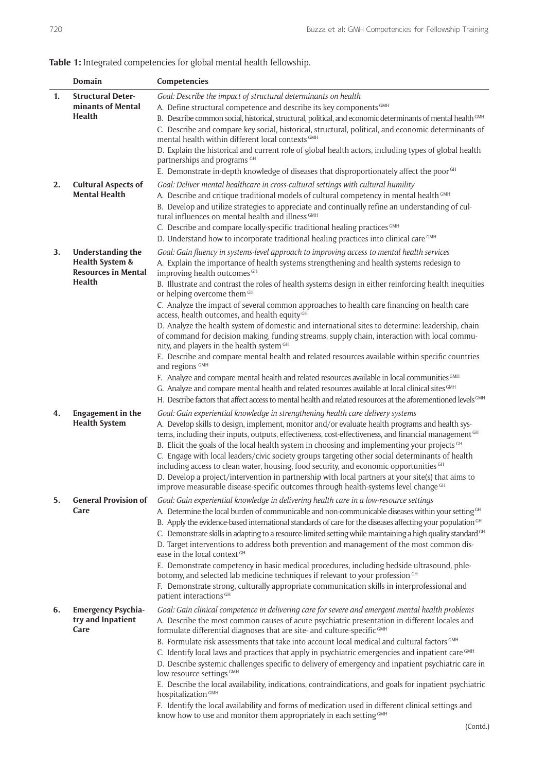**Table 1:** Integrated competencies for global mental health fellowship.

| | Domain | Competencies |
|---|---|---|
| 1. | **Structural Determinants of Mental Health** | *Goal: Describe the impact of structural determinants on health*<br>A. Define structural competence and describe its key components [GMH]<br>B. Describe common social, historical, structural, political, and economic determinants of mental health [GMH]<br>C. Describe and compare key social, historical, structural, political, and economic determinants of mental health within different local contexts [GMH]<br>D. Explain the historical and current role of global health actors, including types of global health partnerships and programs [GH]<br>E. Demonstrate in-depth knowledge of diseases that disproportionately affect the poor [GH] |
| 2. | **Cultural Aspects of Mental Health** | *Goal: Deliver mental healthcare in cross-cultural settings with cultural humility*<br>A. Describe and critique traditional models of cultural competency in mental health [GMH]<br>B. Develop and utilize strategies to appreciate and continually refine an understanding of cultural influences on mental health and illness [GMH]<br>C. Describe and compare locally-specific traditional healing practices [GMH]<br>D. Understand how to incorporate traditional healing practices into clinical care [GMH] |
| 3. | **Understanding the Health System & Resources in Mental Health** | *Goal: Gain fluency in systems-level approach to improving access to mental health services*<br>A. Explain the importance of health systems strengthening and health systems redesign to improving health outcomes [GH]<br>B. Illustrate and contrast the roles of health systems design in either reinforcing health inequities or helping overcome them [GH]<br>C. Analyze the impact of several common approaches to health care financing on health care access, health outcomes, and health equity [GH]<br>D. Analyze the health system of domestic and international sites to determine: leadership, chain of command for decision making, funding streams, supply chain, interaction with local community, and players in the health system [GH]<br>E. Describe and compare mental health and related resources available within specific countries and regions [GMH]<br>F. Analyze and compare mental health and related resources available in local communities [GMH]<br>G. Analyze and compare mental health and related resources available at local clinical sites [GMH]<br>H. Describe factors that affect access to mental health and related resources at the aforementioned levels [GMH] |
| 4. | **Engagement in the Health System** | *Goal: Gain experiential knowledge in strengthening health care delivery systems*<br>A. Develop skills to design, implement, monitor and/or evaluate health programs and health systems, including their inputs, outputs, effectiveness, cost-effectiveness, and financial management [GH]<br>B. Elicit the goals of the local health system in choosing and implementing your projects [GH]<br>C. Engage with local leaders/civic society groups targeting other social determinants of health including access to clean water, housing, food security, and economic opportunities [GH]<br>D. Develop a project/intervention in partnership with local partners at your site(s) that aims to improve measurable disease-specific outcomes through health-systems level change [GH] |
| 5. | **General Provision of Care** | *Goal: Gain experiential knowledge in delivering health care in a low-resource settings*<br>A. Determine the local burden of communicable and non-communicable diseases within your setting [GH]<br>B. Apply the evidence-based international standards of care for the diseases affecting your population [GH]<br>C. Demonstrate skills in adapting to a resource-limited setting while maintaining a high quality standard [GH]<br>D. Target interventions to address both prevention and management of the most common disease in the local context [GH]<br>E. Demonstrate competency in basic medical procedures, including bedside ultrasound, phlebotomy, and selected lab medicine techniques if relevant to your profession [GH]<br>F. Demonstrate strong, culturally appropriate communication skills in interprofessional and patient interactions [GH] |
| 6. | **Emergency Psychiatry and Inpatient Care** | *Goal: Gain clinical competence in delivering care for severe and emergent mental health problems*<br>A. Describe the most common causes of acute psychiatric presentation in different locales and formulate differential diagnoses that are site- and culture-specific [GMH]<br>B. Formulate risk assessments that take into account local medical and cultural factors [GMH]<br>C. Identify local laws and practices that apply in psychiatric emergencies and inpatient care [GMH]<br>D. Describe systemic challenges specific to delivery of emergency and inpatient psychiatric care in low resource settings [GMH]<br>E. Describe the local availability, indications, contraindications, and goals for inpatient psychiatric hospitalization [GMH]<br>F. Identify the local availability and forms of medication used in different clinical settings and know how to use and monitor them appropriately in each setting [GMH] |

(Contd.)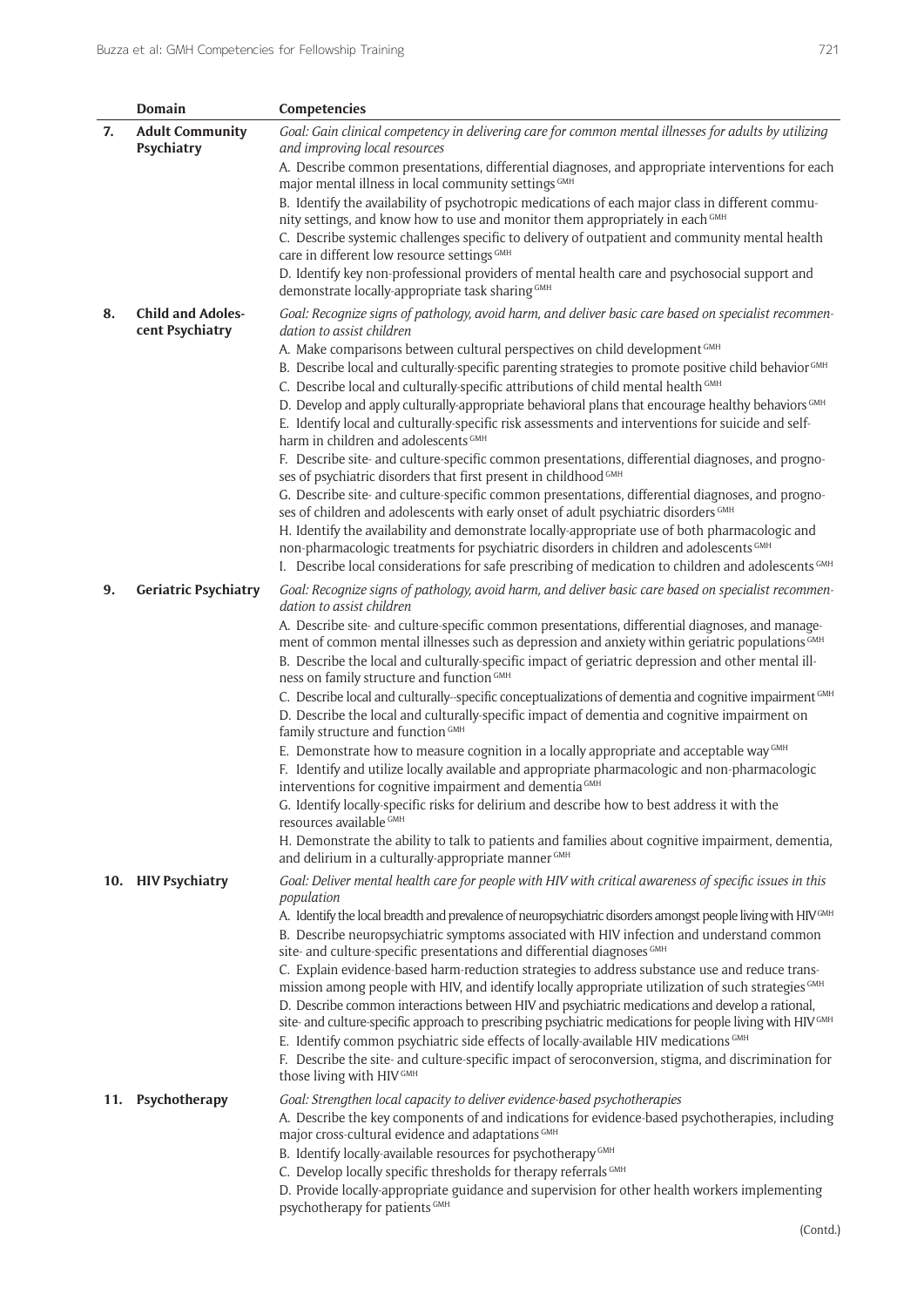|  | Domain | Competencies |
|---|---|---|
| 7. | **Adult Community Psychiatry** | *Goal: Gain clinical competency in delivering care for common mental illnesses for adults by utilizing and improving local resources*<br>A. Describe common presentations, differential diagnoses, and appropriate interventions for each major mental illness in local community settings [GMH]<br>B. Identify the availability of psychotropic medications of each major class in different community settings, and know how to use and monitor them appropriately in each [GMH]<br>C. Describe systemic challenges specific to delivery of outpatient and community mental health care in different low resource settings [GMH]<br>D. Identify key non-professional providers of mental health care and psychosocial support and demonstrate locally-appropriate task sharing [GMH] |
| 8. | **Child and Adolescent Psychiatry** | *Goal: Recognize signs of pathology, avoid harm, and deliver basic care based on specialist recommendation to assist children*<br>A. Make comparisons between cultural perspectives on child development [GMH]<br>B. Describe local and culturally-specific parenting strategies to promote positive child behavior [GMH]<br>C. Describe local and culturally-specific attributions of child mental health [GMH]<br>D. Develop and apply culturally-appropriate behavioral plans that encourage healthy behaviors [GMH]<br>E. Identify local and culturally-specific risk assessments and interventions for suicide and self-harm in children and adolescents [GMH]<br>F. Describe site- and culture-specific common presentations, differential diagnoses, and prognoses of psychiatric disorders that first present in childhood [GMH]<br>G. Describe site- and culture-specific common presentations, differential diagnoses, and prognoses of children and adolescents with early onset of adult psychiatric disorders [GMH]<br>H. Identify the availability and demonstrate locally-appropriate use of both pharmacologic and non-pharmacologic treatments for psychiatric disorders in children and adolescents [GMH]<br>I. Describe local considerations for safe prescribing of medication to children and adolescents [GMH] |
| 9. | **Geriatric Psychiatry** | *Goal: Recognize signs of pathology, avoid harm, and deliver basic care based on specialist recommendation to assist children*<br>A. Describe site- and culture-specific common presentations, differential diagnoses, and management of common mental illnesses such as depression and anxiety within geriatric populations [GMH]<br>B. Describe the local and culturally-specific impact of geriatric depression and other mental illness on family structure and function [GMH]<br>C. Describe local and culturally--specific conceptualizations of dementia and cognitive impairment [GMH]<br>D. Describe the local and culturally-specific impact of dementia and cognitive impairment on family structure and function [GMH]<br>E. Demonstrate how to measure cognition in a locally appropriate and acceptable way [GMH]<br>F. Identify and utilize locally available and appropriate pharmacologic and non-pharmacologic interventions for cognitive impairment and dementia [GMH]<br>G. Identify locally-specific risks for delirium and describe how to best address it with the resources available [GMH]<br>H. Demonstrate the ability to talk to patients and families about cognitive impairment, dementia, and delirium in a culturally-appropriate manner [GMH] |
| 10. | **HIV Psychiatry** | *Goal: Deliver mental health care for people with HIV with critical awareness of specific issues in this population*<br>A. Identify the local breadth and prevalence of neuropsychiatric disorders amongst people living with HIV [GMH]<br>B. Describe neuropsychiatric symptoms associated with HIV infection and understand common site- and culture-specific presentations and differential diagnoses [GMH]<br>C. Explain evidence-based harm-reduction strategies to address substance use and reduce transmission among people with HIV, and identify locally appropriate utilization of such strategies [GMH]<br>D. Describe common interactions between HIV and psychiatric medications and develop a rational, site- and culture-specific approach to prescribing psychiatric medications for people living with HIV [GMH]<br>E. Identify common psychiatric side effects of locally-available HIV medications [GMH]<br>F. Describe the site- and culture-specific impact of seroconversion, stigma, and discrimination for those living with HIV [GMH] |
| 11. | **Psychotherapy** | *Goal: Strengthen local capacity to deliver evidence-based psychotherapies*<br>A. Describe the key components of and indications for evidence-based psychotherapies, including major cross-cultural evidence and adaptations [GMH]<br>B. Identify locally-available resources for psychotherapy [GMH]<br>C. Develop locally specific thresholds for therapy referrals [GMH]<br>D. Provide locally-appropriate guidance and supervision for other health workers implementing psychotherapy for patients [GMH] |

(Contd.)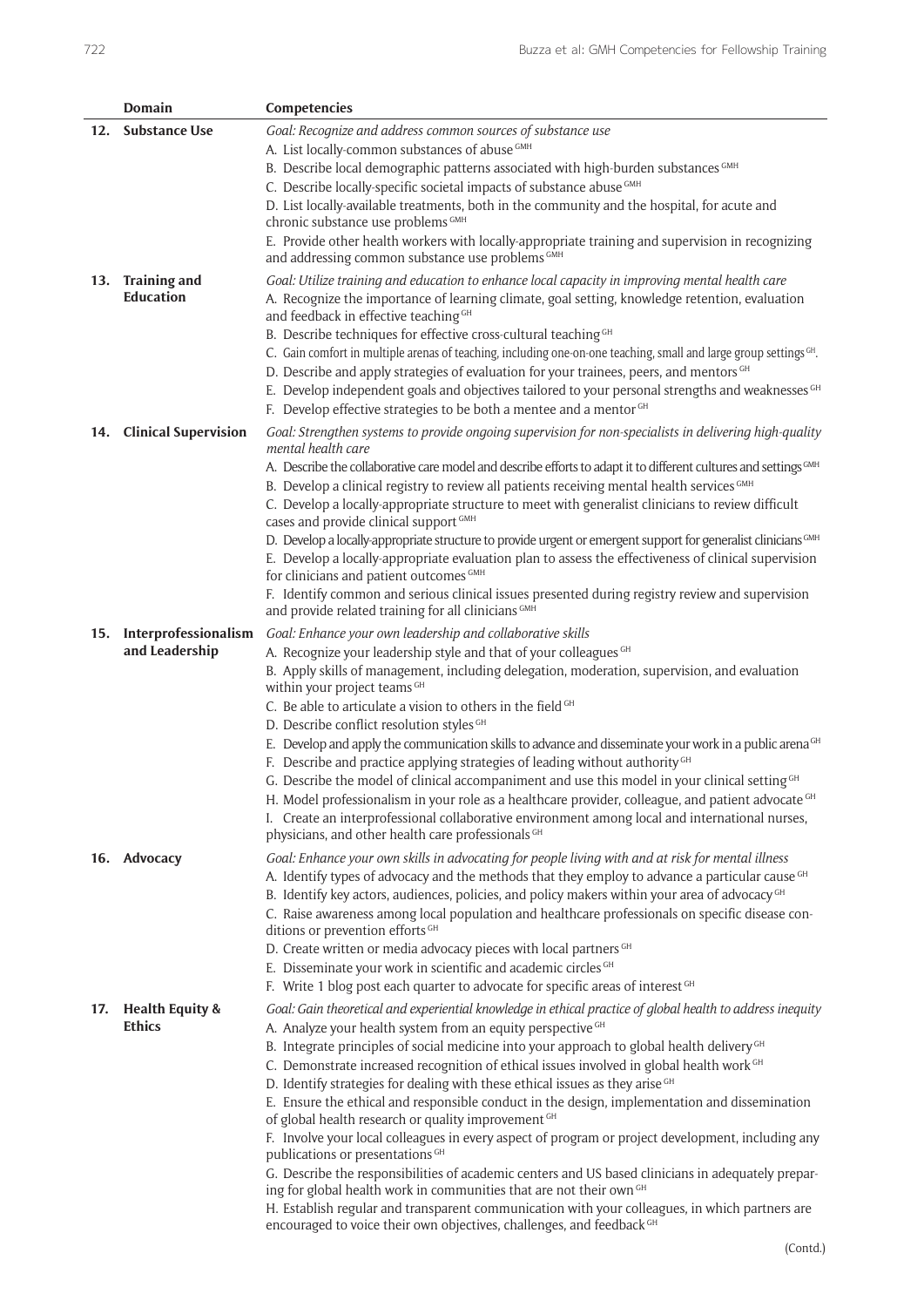| | Domain | Competencies |
|---|---|---|
| 12. | Substance Use | *Goal: Recognize and address common sources of substance use*<br>A. List locally-common substances of abuse [GMH]<br>B. Describe local demographic patterns associated with high-burden substances [GMH]<br>C. Describe locally-specific societal impacts of substance abuse [GMH]<br>D. List locally-available treatments, both in the community and the hospital, for acute and chronic substance use problems [GMH]<br>E. Provide other health workers with locally-appropriate training and supervision in recognizing and addressing common substance use problems [GMH] |
| 13. | Training and Education | *Goal: Utilize training and education to enhance local capacity in improving mental health care*<br>A. Recognize the importance of learning climate, goal setting, knowledge retention, evaluation and feedback in effective teaching [GH]<br>B. Describe techniques for effective cross-cultural teaching [GH]<br>C. Gain comfort in multiple arenas of teaching, including one-on-one teaching, small and large group settings [GH].<br>D. Describe and apply strategies of evaluation for your trainees, peers, and mentors [GH]<br>E. Develop independent goals and objectives tailored to your personal strengths and weaknesses [GH]<br>F. Develop effective strategies to be both a mentee and a mentor [GH] |
| 14. | Clinical Supervision | *Goal: Strengthen systems to provide ongoing supervision for non-specialists in delivering high-quality mental health care*<br>A. Describe the collaborative care model and describe efforts to adapt it to different cultures and settings [GMH]<br>B. Develop a clinical registry to review all patients receiving mental health services [GMH]<br>C. Develop a locally-appropriate structure to meet with generalist clinicians to review difficult cases and provide clinical support [GMH]<br>D. Develop a locally-appropriate structure to provide urgent or emergent support for generalist clinicians [GMH]<br>E. Develop a locally-appropriate evaluation plan to assess the effectiveness of clinical supervision for clinicians and patient outcomes [GMH]<br>F. Identify common and serious clinical issues presented during registry review and supervision and provide related training for all clinicians [GMH] |
| 15. | Interprofessionalism and Leadership | *Goal: Enhance your own leadership and collaborative skills*<br>A. Recognize your leadership style and that of your colleagues [GH]<br>B. Apply skills of management, including delegation, moderation, supervision, and evaluation within your project teams [GH]<br>C. Be able to articulate a vision to others in the field [GH]<br>D. Describe conflict resolution styles [GH]<br>E. Develop and apply the communication skills to advance and disseminate your work in a public arena [GH]<br>F. Describe and practice applying strategies of leading without authority [GH]<br>G. Describe the model of clinical accompaniment and use this model in your clinical setting [GH]<br>H. Model professionalism in your role as a healthcare provider, colleague, and patient advocate [GH]<br>I. Create an interprofessional collaborative environment among local and international nurses, physicians, and other health care professionals [GH] |
| 16. | Advocacy | *Goal: Enhance your own skills in advocating for people living with and at risk for mental illness*<br>A. Identify types of advocacy and the methods that they employ to advance a particular cause [GH]<br>B. Identify key actors, audiences, policies, and policy makers within your area of advocacy [GH]<br>C. Raise awareness among local population and healthcare professionals on specific disease conditions or prevention efforts [GH]<br>D. Create written or media advocacy pieces with local partners [GH]<br>E. Disseminate your work in scientific and academic circles [GH]<br>F. Write 1 blog post each quarter to advocate for specific areas of interest [GH] |
| 17. | Health Equity & Ethics | *Goal: Gain theoretical and experiential knowledge in ethical practice of global health to address inequity*<br>A. Analyze your health system from an equity perspective [GH]<br>B. Integrate principles of social medicine into your approach to global health delivery [GH]<br>C. Demonstrate increased recognition of ethical issues involved in global health work [GH]<br>D. Identify strategies for dealing with these ethical issues as they arise [GH]<br>E. Ensure the ethical and responsible conduct in the design, implementation and dissemination of global health research or quality improvement [GH]<br>F. Involve your local colleagues in every aspect of program or project development, including any publications or presentations [GH]<br>G. Describe the responsibilities of academic centers and US based clinicians in adequately preparing for global health work in communities that are not their own [GH]<br>H. Establish regular and transparent communication with your colleagues, in which partners are encouraged to voice their own objectives, challenges, and feedback [GH] |

(Contd.)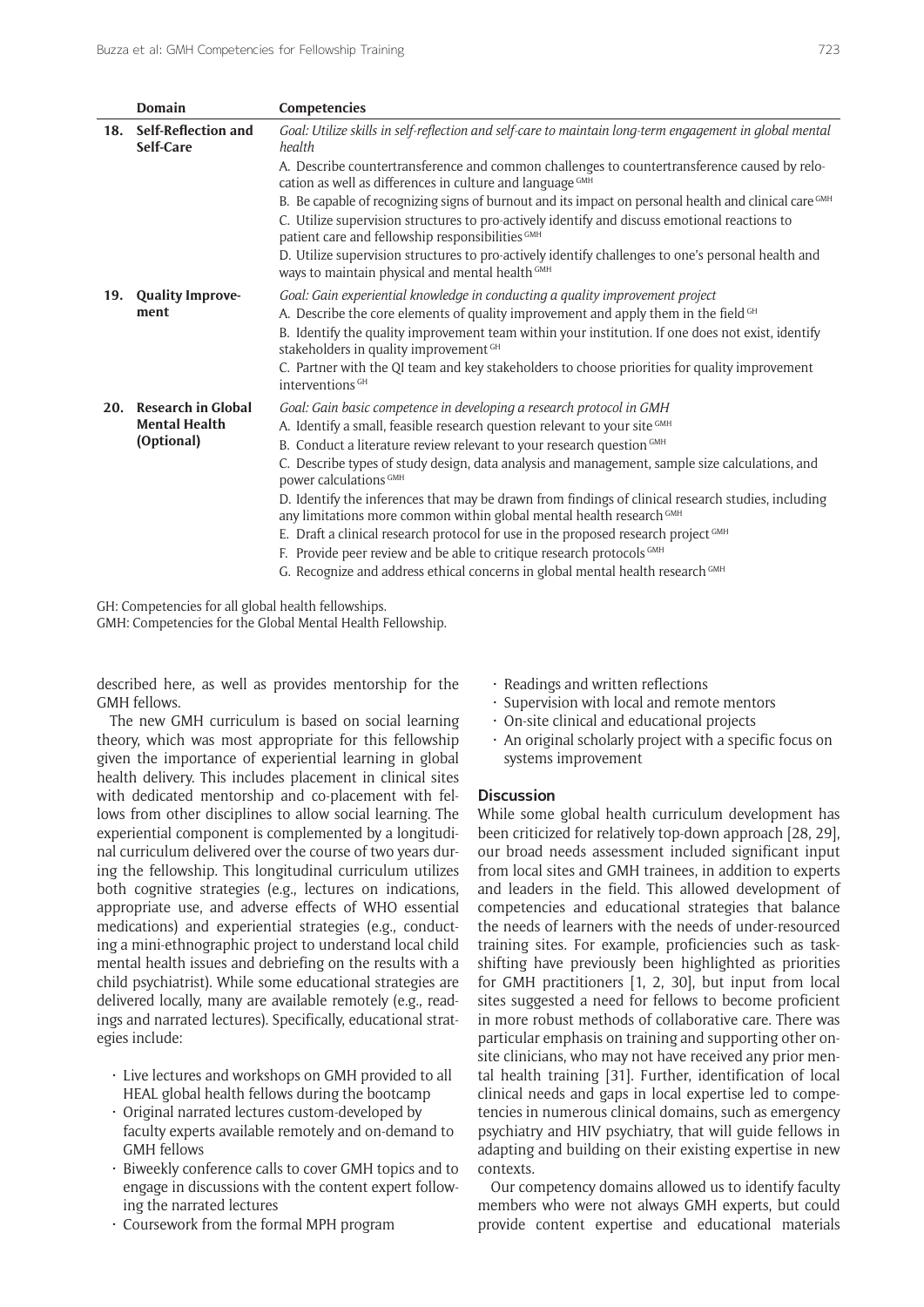| | Domain | Competencies |
|---|---|---|
| 18. | Self-Reflection and Self-Care | *Goal: Utilize skills in self-reflection and self-care to maintain long-term engagement in global mental health*<br>A. Describe countertransference and common challenges to countertransference caused by relocation as well as differences in culture and language [GMH]<br>B. Be capable of recognizing signs of burnout and its impact on personal health and clinical care [GMH]<br>C. Utilize supervision structures to pro-actively identify and discuss emotional reactions to patient care and fellowship responsibilities [GMH]<br>D. Utilize supervision structures to pro-actively identify challenges to one's personal health and ways to maintain physical and mental health [GMH] |
| 19. | Quality Improvement | *Goal: Gain experiential knowledge in conducting a quality improvement project*<br>A. Describe the core elements of quality improvement and apply them in the field [GH]<br>B. Identify the quality improvement team within your institution. If one does not exist, identify stakeholders in quality improvement [GH]<br>C. Partner with the QI team and key stakeholders to choose priorities for quality improvement interventions [GH] |
| 20. | Research in Global Mental Health (Optional) | *Goal: Gain basic competence in developing a research protocol in GMH*<br>A. Identify a small, feasible research question relevant to your site [GMH]<br>B. Conduct a literature review relevant to your research question [GMH]<br>C. Describe types of study design, data analysis and management, sample size calculations, and power calculations [GMH]<br>D. Identify the inferences that may be drawn from findings of clinical research studies, including any limitations more common within global mental health research [GMH]<br>E. Draft a clinical research protocol for use in the proposed research project [GMH]<br>F. Provide peer review and be able to critique research protocols [GMH]<br>G. Recognize and address ethical concerns in global mental health research [GMH] |

GH: Competencies for all global health fellowships.
GMH: Competencies for the Global Mental Health Fellowship.

described here, as well as provides mentorship for the GMH fellows.

The new GMH curriculum is based on social learning theory, which was most appropriate for this fellowship given the importance of experiential learning in global health delivery. This includes placement in clinical sites with dedicated mentorship and co-placement with fellows from other disciplines to allow social learning. The experiential component is complemented by a longitudinal curriculum delivered over the course of two years during the fellowship. This longitudinal curriculum utilizes both cognitive strategies (e.g., lectures on indications, appropriate use, and adverse effects of WHO essential medications) and experiential strategies (e.g., conducting a mini-ethnographic project to understand local child mental health issues and debriefing on the results with a child psychiatrist). While some educational strategies are delivered locally, many are available remotely (e.g., readings and narrated lectures). Specifically, educational strategies include:

- Live lectures and workshops on GMH provided to all HEAL global health fellows during the bootcamp
- Original narrated lectures custom-developed by faculty experts available remotely and on-demand to GMH fellows
- Biweekly conference calls to cover GMH topics and to engage in discussions with the content expert following the narrated lectures
- Coursework from the formal MPH program
- Readings and written reflections
- Supervision with local and remote mentors
- On-site clinical and educational projects
- An original scholarly project with a specific focus on systems improvement

## Discussion

While some global health curriculum development has been criticized for relatively top-down approach [28, 29], our broad needs assessment included significant input from local sites and GMH trainees, in addition to experts and leaders in the field. This allowed development of competencies and educational strategies that balance the needs of learners with the needs of under-resourced training sites. For example, proficiencies such as task-shifting have previously been highlighted as priorities for GMH practitioners [1, 2, 30], but input from local sites suggested a need for fellows to become proficient in more robust methods of collaborative care. There was particular emphasis on training and supporting other on-site clinicians, who may not have received any prior mental health training [31]. Further, identification of local clinical needs and gaps in local expertise led to competencies in numerous clinical domains, such as emergency psychiatry and HIV psychiatry, that will guide fellows in adapting and building on their existing expertise in new contexts.

Our competency domains allowed us to identify faculty members who were not always GMH experts, but could provide content expertise and educational materials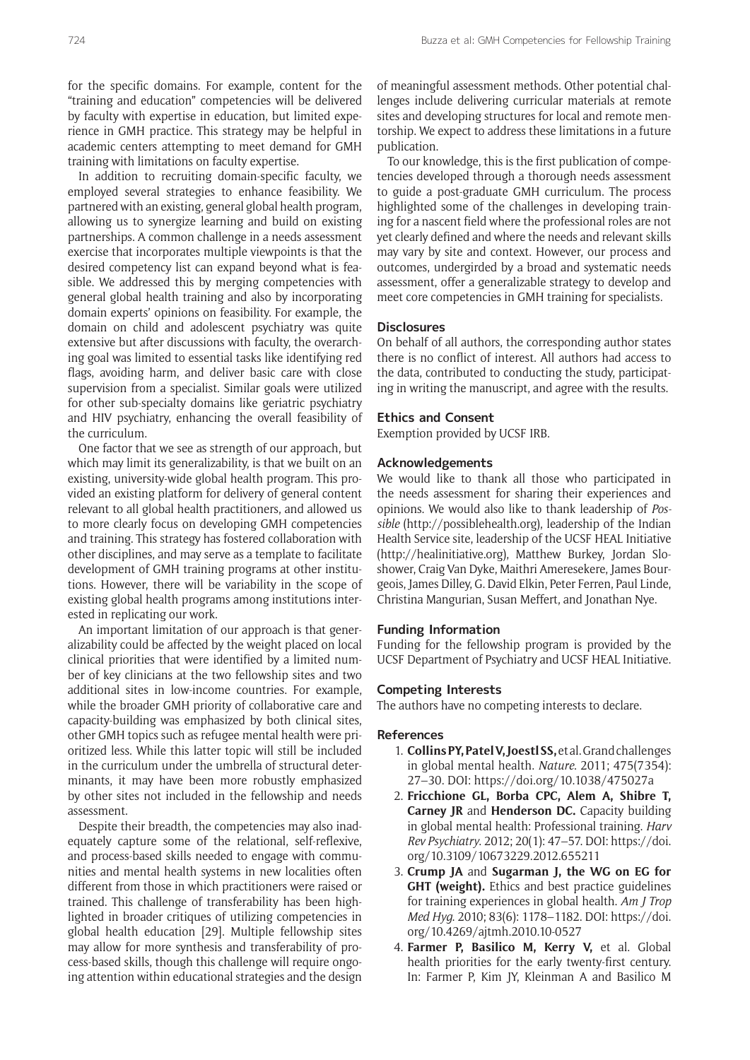for the specific domains. For example, content for the "training and education" competencies will be delivered by faculty with expertise in education, but limited experience in GMH practice. This strategy may be helpful in academic centers attempting to meet demand for GMH training with limitations on faculty expertise.

In addition to recruiting domain-specific faculty, we employed several strategies to enhance feasibility. We partnered with an existing, general global health program, allowing us to synergize learning and build on existing partnerships. A common challenge in a needs assessment exercise that incorporates multiple viewpoints is that the desired competency list can expand beyond what is feasible. We addressed this by merging competencies with general global health training and also by incorporating domain experts' opinions on feasibility. For example, the domain on child and adolescent psychiatry was quite extensive but after discussions with faculty, the overarching goal was limited to essential tasks like identifying red flags, avoiding harm, and deliver basic care with close supervision from a specialist. Similar goals were utilized for other sub-specialty domains like geriatric psychiatry and HIV psychiatry, enhancing the overall feasibility of the curriculum.

One factor that we see as strength of our approach, but which may limit its generalizability, is that we built on an existing, university-wide global health program. This provided an existing platform for delivery of general content relevant to all global health practitioners, and allowed us to more clearly focus on developing GMH competencies and training. This strategy has fostered collaboration with other disciplines, and may serve as a template to facilitate development of GMH training programs at other institutions. However, there will be variability in the scope of existing global health programs among institutions interested in replicating our work.

An important limitation of our approach is that generalizability could be affected by the weight placed on local clinical priorities that were identified by a limited number of key clinicians at the two fellowship sites and two additional sites in low-income countries. For example, while the broader GMH priority of collaborative care and capacity-building was emphasized by both clinical sites, other GMH topics such as refugee mental health were prioritized less. While this latter topic will still be included in the curriculum under the umbrella of structural determinants, it may have been more robustly emphasized by other sites not included in the fellowship and needs assessment.

Despite their breadth, the competencies may also inadequately capture some of the relational, self-reflexive, and process-based skills needed to engage with communities and mental health systems in new localities often different from those in which practitioners were raised or trained. This challenge of transferability has been highlighted in broader critiques of utilizing competencies in global health education [29]. Multiple fellowship sites may allow for more synthesis and transferability of process-based skills, though this challenge will require ongoing attention within educational strategies and the design of meaningful assessment methods. Other potential challenges include delivering curricular materials at remote sites and developing structures for local and remote mentorship. We expect to address these limitations in a future publication.

To our knowledge, this is the first publication of competencies developed through a thorough needs assessment to guide a post-graduate GMH curriculum. The process highlighted some of the challenges in developing training for a nascent field where the professional roles are not yet clearly defined and where the needs and relevant skills may vary by site and context. However, our process and outcomes, undergirded by a broad and systematic needs assessment, offer a generalizable strategy to develop and meet core competencies in GMH training for specialists.

## Disclosures

On behalf of all authors, the corresponding author states there is no conflict of interest. All authors had access to the data, contributed to conducting the study, participating in writing the manuscript, and agree with the results.

## Ethics and Consent

Exemption provided by UCSF IRB.

## Acknowledgements

We would like to thank all those who participated in the needs assessment for sharing their experiences and opinions. We would also like to thank leadership of *Possible* (http://possiblehealth.org), leadership of the Indian Health Service site, leadership of the UCSF HEAL Initiative (http://healinitiative.org), Matthew Burkey, Jordan Sloshower, Craig Van Dyke, Maithri Ameresekere, James Bourgeois, James Dilley, G. David Elkin, Peter Ferren, Paul Linde, Christina Mangurian, Susan Meffert, and Jonathan Nye.

## Funding Information

Funding for the fellowship program is provided by the UCSF Department of Psychiatry and UCSF HEAL Initiative.

## Competing Interests

The authors have no competing interests to declare.

## References

1. **Collins PY, Patel V, Joestl SS,** et al. Grand challenges in global mental health. *Nature*. 2011; 475(7354): 27–30. DOI: https://doi.org/10.1038/475027a
2. **Fricchione GL, Borba CPC, Alem A, Shibre T, Carney JR** and **Henderson DC.** Capacity building in global mental health: Professional training. *Harv Rev Psychiatry*. 2012; 20(1): 47–57. DOI: https://doi.org/10.3109/10673229.2012.655211
3. **Crump JA** and **Sugarman J, the WG on EG for GHT (weight).** Ethics and best practice guidelines for training experiences in global health. *Am J Trop Med Hyg*. 2010; 83(6): 1178–1182. DOI: https://doi.org/10.4269/ajtmh.2010.10-0527
4. **Farmer P, Basilico M, Kerry V,** et al. Global health priorities for the early twenty-first century. In: Farmer P, Kim JY, Kleinman A and Basilico M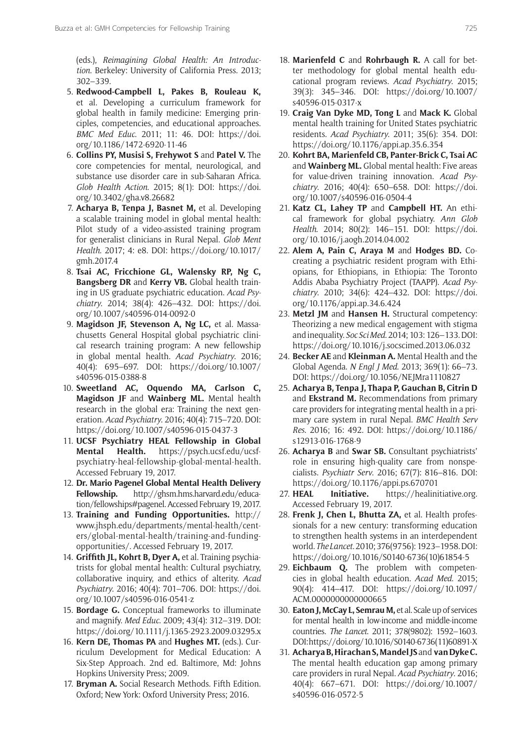(eds.), *Reimagining Global Health: An Introduction*. Berkeley: University of California Press. 2013; 302–339.

5. **Redwood-Campbell L, Pakes B, Rouleau K,** et al. Developing a curriculum framework for global health in family medicine: Emerging principles, competencies, and educational approaches. *BMC Med Educ*. 2011; 11: 46. DOI: https://doi.org/10.1186/1472-6920-11-46
6. **Collins PY, Musisi S, Frehywot S** and **Patel V.** The core competencies for mental, neurological, and substance use disorder care in sub-Saharan Africa. *Glob Health Action*. 2015; 8(1): DOI: https://doi.org/10.3402/gha.v8.26682
7. **Acharya B, Tenpa J, Basnet M,** et al. Developing a scalable training model in global mental health: Pilot study of a video-assisted training program for generalist clinicians in Rural Nepal. *Glob Ment Health*. 2017; 4: e8. DOI: https://doi.org/10.1017/gmh.2017.4
8. **Tsai AC, Fricchione GL, Walensky RP, Ng C, Bangsberg DR** and **Kerry VB.** Global health training in US graduate psychiatric education. *Acad Psychiatry*. 2014; 38(4): 426–432. DOI: https://doi.org/10.1007/s40596-014-0092-0
9. **Magidson JF, Stevenson A, Ng LC,** et al. Massachusetts General Hospital global psychiatric clinical research training program: A new fellowship in global mental health. *Acad Psychiatry*. 2016; 40(4): 695–697. DOI: https://doi.org/10.1007/s40596-015-0388-8
10. **Sweetland AC, Oquendo MA, Carlson C, Magidson JF** and **Wainberg ML.** Mental health research in the global era: Training the next generation. *Acad Psychiatry*. 2016; 40(4): 715–720. DOI: https://doi.org/10.1007/s40596-015-0437-3
11. **UCSF Psychiatry HEAL Fellowship in Global Mental Health.** https://psych.ucsf.edu/ucsf-psychiatry-heal-fellowship-global-mental-health. Accessed February 19, 2017.
12. **Dr. Mario Pagenel Global Mental Health Delivery Fellowship.** http://ghsm.hms.harvard.edu/education/fellowships#pagenel. Accessed February 19, 2017.
13. **Training and Funding Opportunities.** http://www.jhsph.edu/departments/mental-health/centers/global-mental-health/training-and-funding-opportunities/. Accessed February 19, 2017.
14. **Griffith JL, Kohrt B, Dyer A,** et al. Training psychiatrists for global mental health: Cultural psychiatry, collaborative inquiry, and ethics of alterity. *Acad Psychiatry*. 2016; 40(4): 701–706. DOI: https://doi.org/10.1007/s40596-016-0541-z
15. **Bordage G.** Conceptual frameworks to illuminate and magnify. *Med Educ*. 2009; 43(4): 312–319. DOI: https://doi.org/10.1111/j.1365-2923.2009.03295.x
16. **Kern DE, Thomas PA** and **Hughes MT.** (eds.). Curriculum Development for Medical Education: A Six-Step Approach. 2nd ed. Baltimore, Md: Johns Hopkins University Press; 2009.
17. **Bryman A.** Social Research Methods. Fifth Edition. Oxford; New York: Oxford University Press; 2016.
18. **Marienfeld C** and **Rohrbaugh R.** A call for better methodology for global mental health educational program reviews. *Acad Psychiatry*. 2015; 39(3): 345–346. DOI: https://doi.org/10.1007/s40596-015-0317-x
19. **Craig Van Dyke MD, Tong L** and **Mack K.** Global mental health training for United States psychiatric residents. *Acad Psychiatry*. 2011; 35(6): 354. DOI: https://doi.org/10.1176/appi.ap.35.6.354
20. **Kohrt BA, Marienfeld CB, Panter-Brick C, Tsai AC** and **Wainberg ML.** Global mental health: Five areas for value-driven training innovation. *Acad Psychiatry*. 2016; 40(4): 650–658. DOI: https://doi.org/10.1007/s40596-016-0504-4
21. **Katz CL, Lahey TP** and **Campbell HT.** An ethical framework for global psychiatry. *Ann Glob Health*. 2014; 80(2): 146–151. DOI: https://doi.org/10.1016/j.aogh.2014.04.002
22. **Alem A, Pain C, Araya M** and **Hodges BD.** Co-creating a psychiatric resident program with Ethiopians, for Ethiopians, in Ethiopia: The Toronto Addis Ababa Psychiatry Project (TAAPP). *Acad Psychiatry*. 2010; 34(6): 424–432. DOI: https://doi.org/10.1176/appi.ap.34.6.424
23. **Metzl JM** and **Hansen H.** Structural competency: Theorizing a new medical engagement with stigma and inequality. *Soc Sci Med*. 2014; 103: 126–133. DOI: https://doi.org/10.1016/j.socscimed.2013.06.032
24. **Becker AE** and **Kleinman A.** Mental Health and the Global Agenda. *N Engl J Med*. 2013; 369(1): 66–73. DOI: https://doi.org/10.1056/NEJMra1110827
25. **Acharya B, Tenpa J, Thapa P, Gauchan B, Citrin D** and **Ekstrand M.** Recommendations from primary care providers for integrating mental health in a primary care system in rural Nepal. *BMC Health Serv Res*. 2016; 16: 492. DOI: https://doi.org/10.1186/s12913-016-1768-9
26. **Acharya B** and **Swar SB.** Consultant psychiatrists' role in ensuring high-quality care from nonspecialists. *Psychiatr Serv*. 2016; 67(7): 816–816. DOI: https://doi.org/10.1176/appi.ps.670701
27. **HEAL Initiative.** https://healinitiative.org. Accessed February 19, 2017.
28. **Frenk J, Chen L, Bhutta ZA,** et al. Health professionals for a new century: transforming education to strengthen health systems in an interdependent world. *The Lancet*. 2010; 376(9756): 1923–1958. DOI: https://doi.org/10.1016/S0140-6736(10)61854-5
29. **Eichbaum Q.** The problem with competencies in global health education. *Acad Med*. 2015; 90(4): 414–417. DOI: https://doi.org/10.1097/ACM.0000000000000665
30. **Eaton J, McCay L, Semrau M,** et al. Scale up of services for mental health in low-income and middle-income countries. *The Lancet*. 2011; 378(9802): 1592–1603. DOI: https://doi.org/10.1016/S0140-6736(11)60891-X
31. **Acharya B, Hirachan S, Mandel JS** and **van Dyke C.** The mental health education gap among primary care providers in rural Nepal. *Acad Psychiatry*. 2016; 40(4): 667–671. DOI: https://doi.org/10.1007/s40596-016-0572-5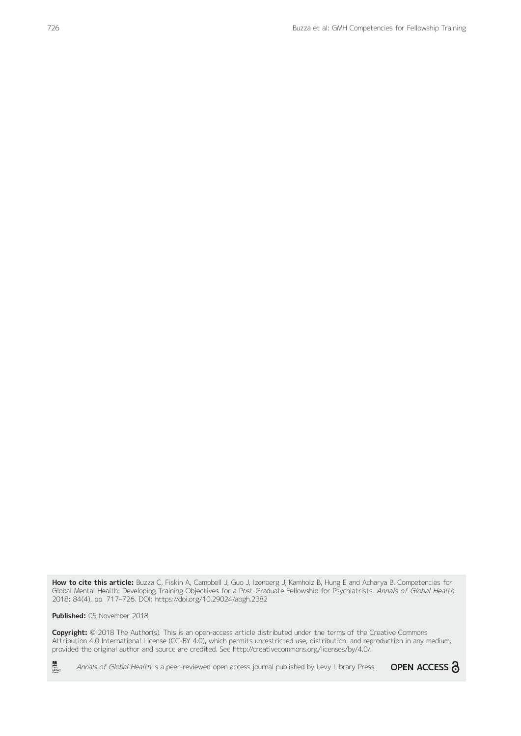**How to cite this article:** Buzza C, Fiskin A, Campbell J, Guo J, Izenberg J, Kamholz B, Hung E and Acharya B. Competencies for Global Mental Health: Developing Training Objectives for a Post-Graduate Fellowship for Psychiatrists. *Annals of Global Health*. 2018; 84(4), pp. 717–726. DOI: https://doi.org/10.29024/aogh.2382

**Published:** 05 November 2018

**Copyright:** © 2018 The Author(s). This is an open-access article distributed under the terms of the Creative Commons Attribution 4.0 International License (CC-BY 4.0), which permits unrestricted use, distribution, and reproduction in any medium, provided the original author and source are credited. See http://creativecommons.org/licenses/by/4.0/.

*Annals of Global Health* is a peer-reviewed open access journal published by Levy Library Press.

**OPEN ACCESS**